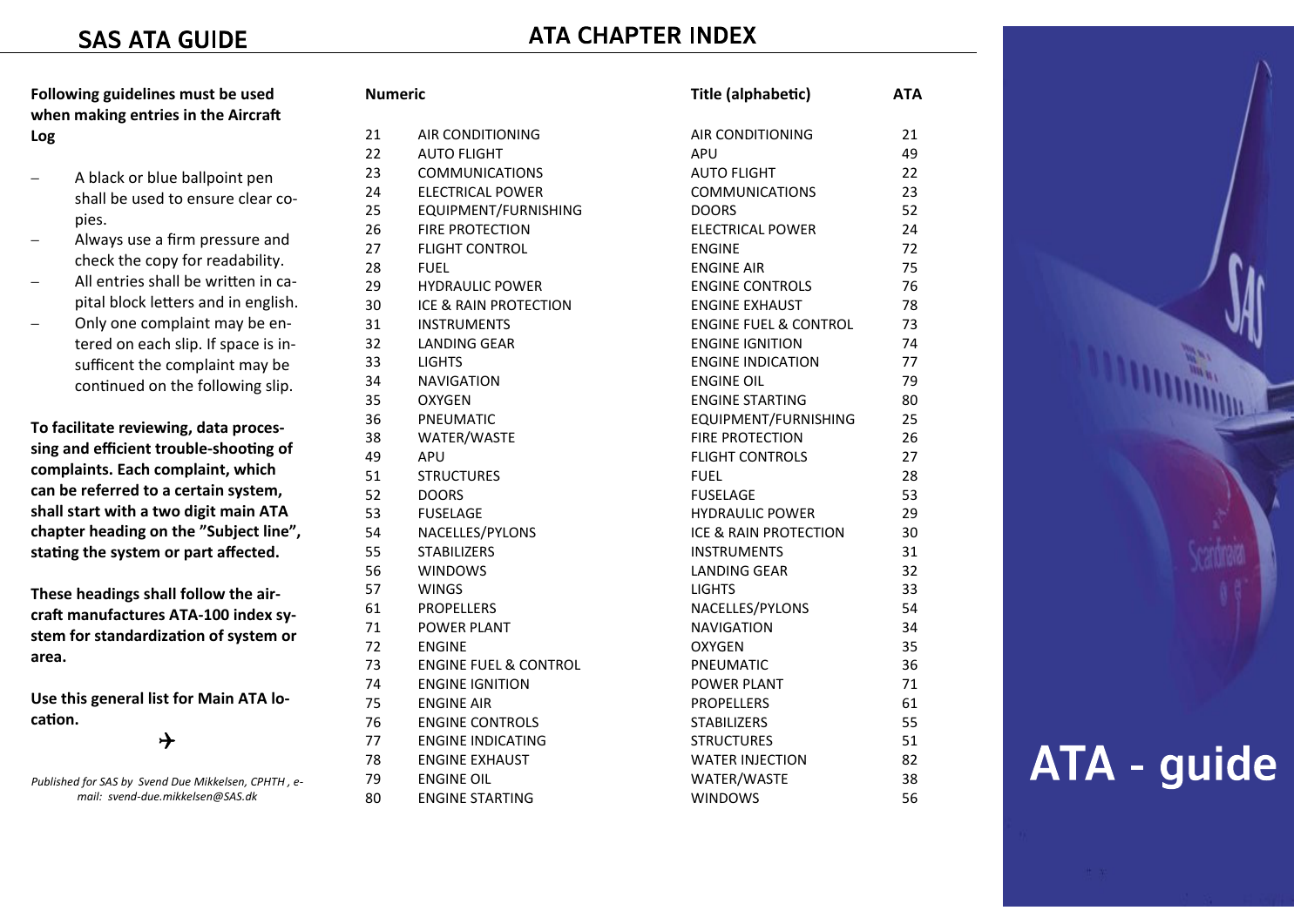# SAS ATA GUIDE

## ATA CHAPTER INDEX

**Following guidelines must be used when making entries in the Aircraft Log**

- A black or blue ballpoint pen shall be used to ensure clear copies.
- Always use a firm pressure and check the copy for readability.
- All entries shall be written in capital block letters and in english.
- Only one complaint may be entered on each slip. If space is insufficent the complaint may be continued on the following slip.

**To facilitate reviewing, data processing and efficient trouble-shooting of complaints. Each complaint, which can be referred to a certain system, shall start with a two digit main ATA chapter heading on the "Subject line", stating the system or part affected.**

**These headings shall follow the aircraft manufactures ATA-100 index system for standardization of system or area.**

**Use this general list for Main ATA location.**

✈

*Published for SAS by Svend Due Mikkelsen, CPTHH , e-mail: svend-due.mikkelsen@SAS.dk*

| Numeric | | Title (alphabetic) | ATA |
|---|---|---|---|
| 21 | AIR CONDITIONING | AIR CONDITIONING | 21 |
| 22 | AUTO FLIGHT | APU | 49 |
| 23 | COMMUNICATIONS | AUTO FLIGHT | 22 |
| 24 | ELECTRICAL POWER | COMMUNICATIONS | 23 |
| 25 | EQUIPMENT/FURNISHING | DOORS | 52 |
| 26 | FIRE PROTECTION | ELECTRICAL POWER | 24 |
| 27 | FLIGHT CONTROL | ENGINE | 72 |
| 28 | FUEL | ENGINE AIR | 75 |
| 29 | HYDRAULIC POWER | ENGINE CONTROLS | 76 |
| 30 | ICE & RAIN PROTECTION | ENGINE EXHAUST | 78 |
| 31 | INSTRUMENTS | ENGINE FUEL & CONTROL | 73 |
| 32 | LANDING GEAR | ENGINE IGNITION | 74 |
| 33 | LIGHTS | ENGINE INDICATION | 77 |
| 34 | NAVIGATION | ENGINE OIL | 79 |
| 35 | OXYGEN | ENGINE STARTING | 80 |
| 36 | PNEUMATIC | EQUIPMENT/FURNISHING | 25 |
| 38 | WATER/WASTE | FIRE PROTECTION | 26 |
| 49 | APU | FLIGHT CONTROLS | 27 |
| 51 | STRUCTURES | FUEL | 28 |
| 52 | DOORS | FUSELAGE | 53 |
| 53 | FUSELAGE | HYDRAULIC POWER | 29 |
| 54 | NACELLES/PYLONS | ICE & RAIN PROTECTION | 30 |
| 55 | STABILIZERS | INSTRUMENTS | 31 |
| 56 | WINDOWS | LANDING GEAR | 32 |
| 57 | WINGS | LIGHTS | 33 |
| 61 | PROPELLERS | NACELLES/PYLONS | 54 |
| 71 | POWER PLANT | NAVIGATION | 34 |
| 72 | ENGINE | OXYGEN | 35 |
| 73 | ENGINE FUEL & CONTROL | PNEUMATIC | 36 |
| 74 | ENGINE IGNITION | POWER PLANT | 71 |
| 75 | ENGINE AIR | PROPELLERS | 61 |
| 76 | ENGINE CONTROLS | STABILIZERS | 55 |
| 77 | ENGINE INDICATING | STRUCTURES | 51 |
| 78 | ENGINE EXHAUST | WATER INJECTION | 82 |
| 79 | ENGINE OIL | WATER/WASTE | 38 |
| 80 | ENGINE STARTING | WINDOWS | 56 |

# ATA - guide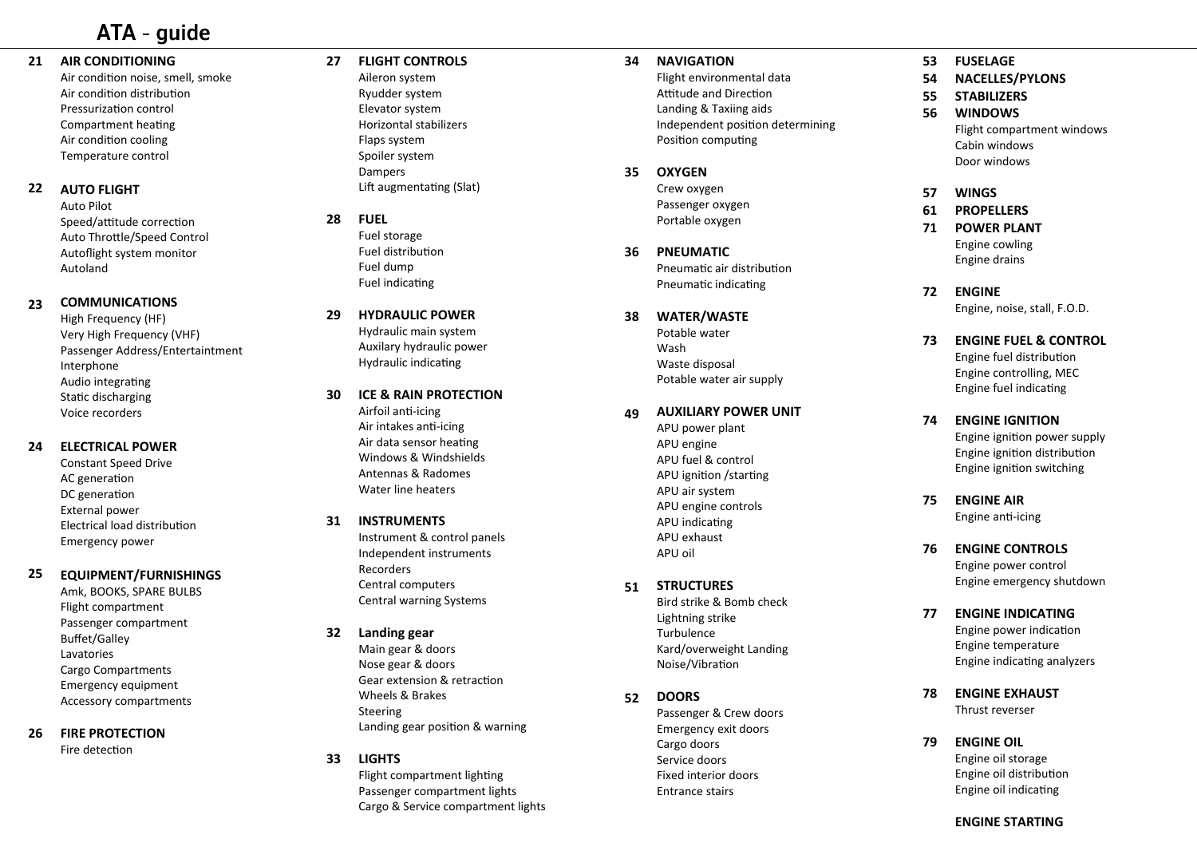# ATA - guide

**21 AIR CONDITIONING**
- Air condition noise, smell, smoke
- Air condition distribution
- Pressurization control
- Compartment heating
- Air condition cooling
- Temperature control

**22 AUTO FLIGHT**
- Auto Pilot
- Speed/attitude correction
- Auto Throttle/Speed Control
- Autoflight system monitor
- Autoland

**23 COMMUNICATIONS**
- High Frequency (HF)
- Very High Frequency (VHF)
- Passenger Address/Entertaintment
- Interphone
- Audio integrating
- Static discharging
- Voice recorders

**24 ELECTRICAL POWER**
- Constant Speed Drive
- AC generation
- DC generation
- External power
- Electrical load distribution
- Emergency power

**25 EQUIPMENT/FURNISHINGS**
- Amk, BOOKS, SPARE BULBS
- Flight compartment
- Passenger compartment
- Buffet/Galley
- Lavatories
- Cargo Compartments
- Emergency equipment
- Accessory compartments

**26 FIRE PROTECTION**
- Fire detection

**27 FLIGHT CONTROLS**
- Aileron system
- Ryudder system
- Elevator system
- Horizontal stabilizers
- Flaps system
- Spoiler system
- Dampers
- Lift augmentating (Slat)

**28 FUEL**
- Fuel storage
- Fuel distribution
- Fuel dump
- Fuel indicating

**29 HYDRAULIC POWER**
- Hydraulic main system
- Auxilary hydraulic power
- Hydraulic indicating

**30 ICE & RAIN PROTECTION**
- Airfoil anti-icing
- Air intakes anti-icing
- Air data sensor heating
- Windows & Windshields
- Antennas & Radomes
- Water line heaters

**31 INSTRUMENTS**
- Instrument & control panels
- Independent instruments
- Recorders
- Central computers
- Central warning Systems

**32 Landing gear**
- Main gear & doors
- Nose gear & doors
- Gear extension & retraction
- Wheels & Brakes
- Steering
- Landing gear position & warning

**33 LIGHTS**
- Flight compartment lighting
- Passenger compartment lights
- Cargo & Service compartment lights

**34 NAVIGATION**
- Flight environmental data
- Attitude and Direction
- Landing & Taxiing aids
- Independent position determining
- Position computing

**35 OXYGEN**
- Crew oxygen
- Passenger oxygen
- Portable oxygen

**36 PNEUMATIC**
- Pneumatic air distribution
- Pneumatic indicating

**38 WATER/WASTE**
- Potable water
- Wash
- Waste disposal
- Potable water air supply

**49 AUXILIARY POWER UNIT**
- APU power plant
- APU engine
- APU fuel & control
- APU ignition /starting
- APU air system
- APU engine controls
- APU indicating
- APU exhaust
- APU oil

**51 STRUCTURES**
- Bird strike & Bomb check
- Lightning strike
- Turbulence
- Kard/overweight Landing
- Noise/Vibration

**52 DOORS**
- Passenger & Crew doors
- Emergency exit doors
- Cargo doors
- Service doors
- Fixed interior doors
- Entrance stairs

**53 FUSELAGE**

**54 NACELLES/PYLONS**

**55 STABILIZERS**

**56 WINDOWS**
- Flight compartment windows
- Cabin windows
- Door windows

**57 WINGS**

**61 PROPELLERS**

**71 POWER PLANT**
- Engine cowling
- Engine drains

**72 ENGINE**
- Engine, noise, stall, F.O.D.

**73 ENGINE FUEL & CONTROL**
- Engine fuel distribution
- Engine controlling, MEC
- Engine fuel indicating

**74 ENGINE IGNITION**
- Engine ignition power supply
- Engine ignition distribution
- Engine ignition switching

**75 ENGINE AIR**
- Engine anti-icing

**76 ENGINE CONTROLS**
- Engine power control
- Engine emergency shutdown

**77 ENGINE INDICATING**
- Engine power indication
- Engine temperature
- Engine indicating analyzers

**78 ENGINE EXHAUST**
- Thrust reverser

**79 ENGINE OIL**
- Engine oil storage
- Engine oil distribution
- Engine oil indicating

**ENGINE STARTING**